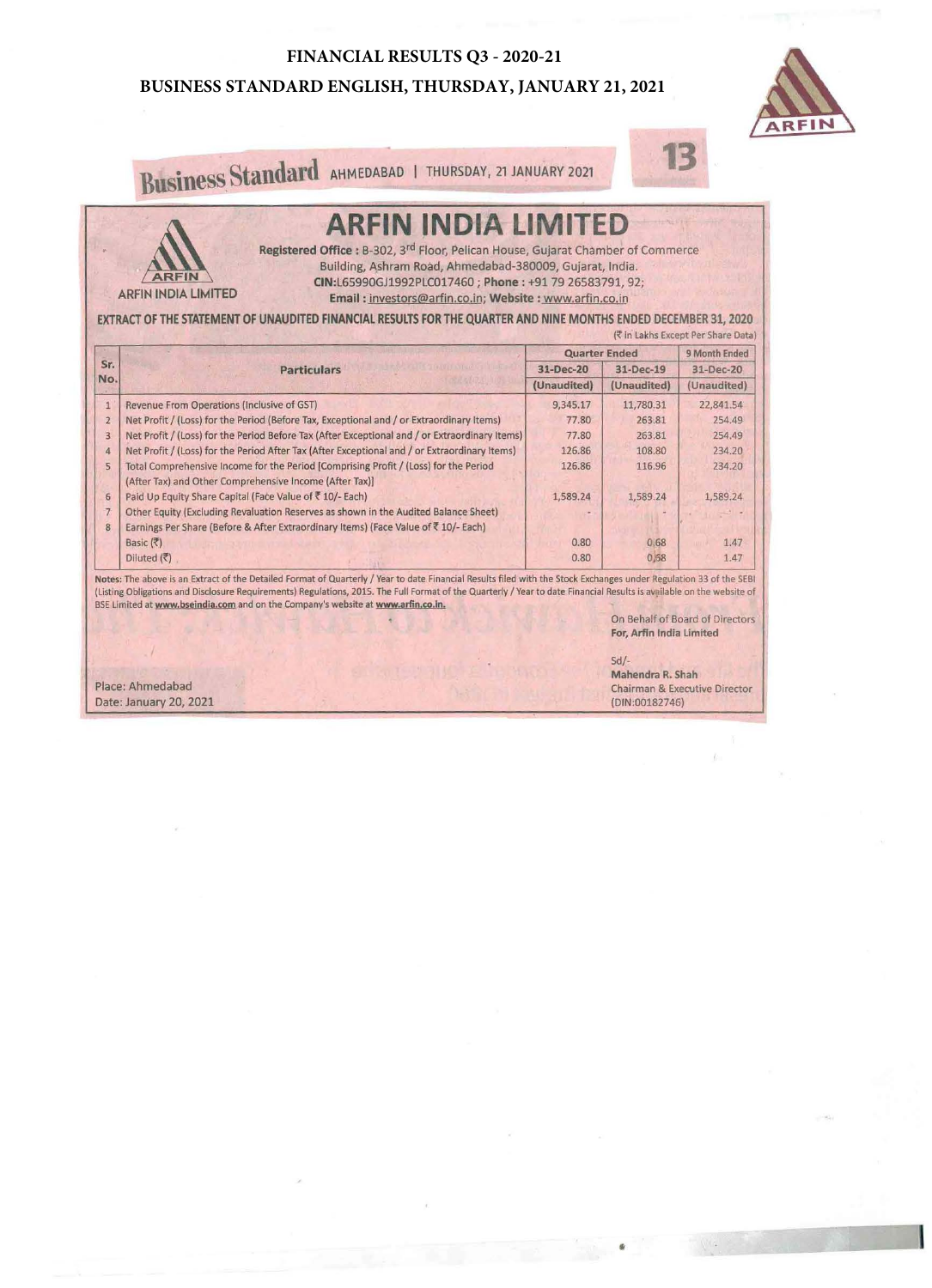# FINANCIAL RESULTS Q3 - 2020-21

## BUSINESS STANDARD ENGLISH, THURSDAY, JANUARY 21, 2021

Business Standard AHMEDABAD | THURSDAY, 21 JANUARY 2021

# ARFIN INDIA LIMITED

ARFIN INDIA LIMITED

**Registered Office :** B-302, 3rd Floor, Pelican House, Gujarat Chamber of Commerce Building, Ashram Road, Ahmedabad-380009, Gujarat, India.
**CIN:**L65990GJ1992PLC017460 ; **Phone :** +91 79 26583791, 92;
**Email :** investors@arfin.co.in; **Website :** www.arfin.co.in

**EXTRACT OF THE STATEMENT OF UNAUDITED FINANCIAL RESULTS FOR THE QUARTER AND NINE MONTHS ENDED DECEMBER 31, 2020**

(₹ in Lakhs Except Per Share Data)

| Sr. No. | Particulars | Quarter Ended | | 9 Month Ended |
|---|---|---|---|---|
| | | 31-Dec-20 | 31-Dec-19 | 31-Dec-20 |
| | | (Unaudited) | (Unaudited) | (Unaudited) |
| 1 | Revenue From Operations (Inclusive of GST) | 9,345.17 | 11,780.31 | 22,841.54 |
| 2 | Net Profit / (Loss) for the Period (Before Tax, Exceptional and / or Extraordinary Items) | 77.80 | 263.81 | 254.49 |
| 3 | Net Profit / (Loss) for the Period Before Tax (After Exceptional and / or Extraordinary Items) | 77.80 | 263.81 | 254.49 |
| 4 | Net Profit / (Loss) for the Period After Tax (After Exceptional and / or Extraordinary Items) | 126.86 | 108.80 | 234.20 |
| 5 | Total Comprehensive Income for the Period [Comprising Profit / (Loss) for the Period (After Tax) and Other Comprehensive Income (After Tax)] | 126.86 | 116.96 | 234.20 |
| 6 | Paid Up Equity Share Capital (Face Value of ₹ 10/- Each) | 1,589.24 | 1,589.24 | 1,589.24 |
| 7 | Other Equity (Excluding Revaluation Reserves as shown in the Audited Balance Sheet) | - | - | - |
| 8 | Earnings Per Share (Before & After Extraordinary Items) (Face Value of ₹ 10/- Each) | | | |
| | Basic (₹) | 0.80 | 0.68 | 1.47 |
| | Diluted (₹) | 0.80 | 0.68 | 1.47 |

**Notes:** The above is an Extract of the Detailed Format of Quarterly / Year to date Financial Results filed with the Stock Exchanges under Regulation 33 of the SEBI (Listing Obligations and Disclosure Requirements) Regulations, 2015. The Full Format of the Quarterly / Year to date Financial Results is available on the website of BSE Limited at **www.bseindia.com** and on the Company's website at **www.arfin.co.in.**

On Behalf of Board of Directors
**For, Arfin India Limited**

Sd/-
**Mahendra R. Shah**
Chairman & Executive Director
(DIN:00182746)

Place: Ahmedabad
Date: January 20, 2021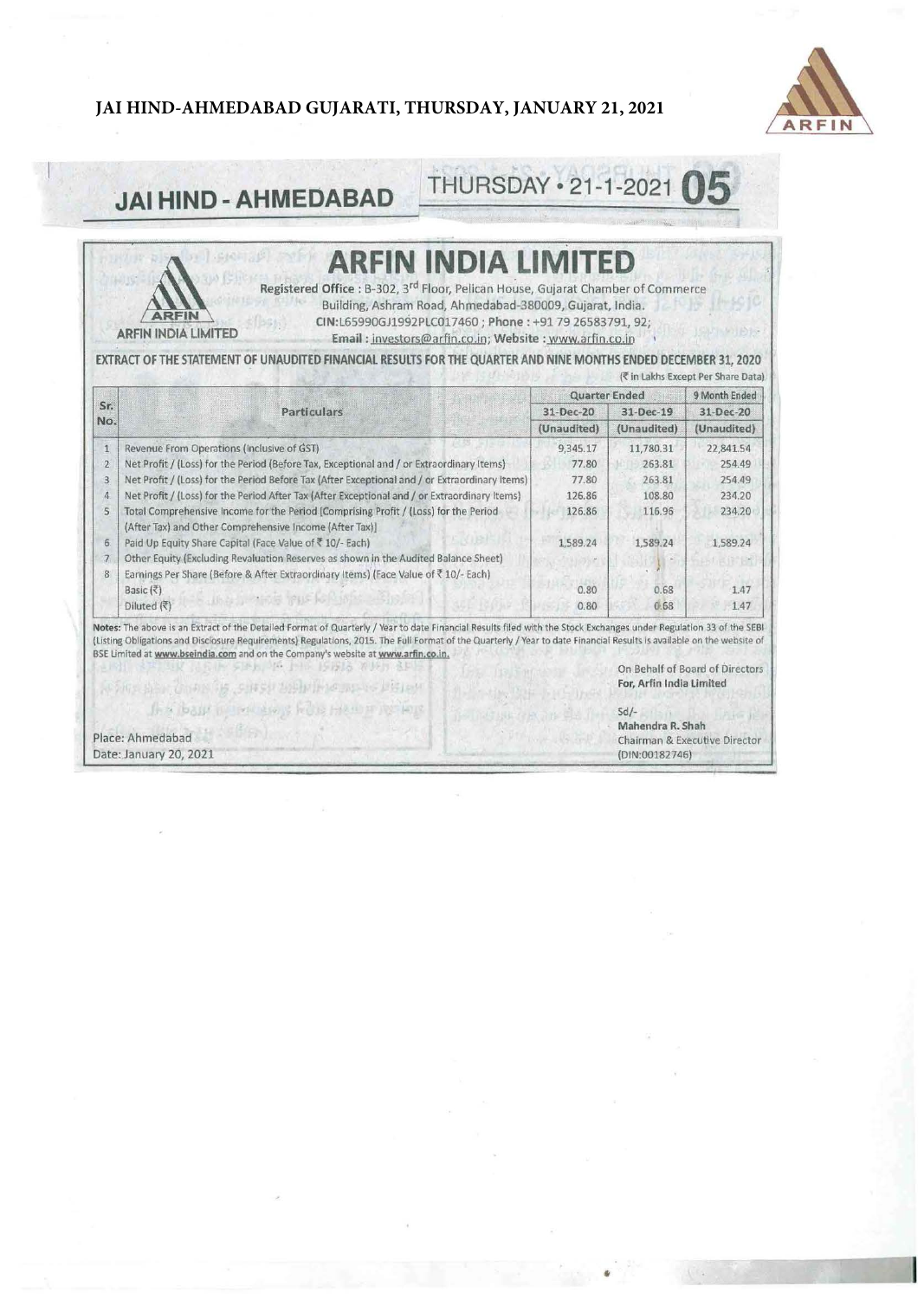JAI HIND-AHMEDABAD GUJARATI, THURSDAY, JANUARY 21, 2021

JAI HIND - AHMEDABAD THURSDAY • 21-1-2021 05

# ARFIN INDIA LIMITED

ARFIN INDIA LIMITED

Registered Office : B-302, 3rd Floor, Pelican House, Gujarat Chamber of Commerce Building, Ashram Road, Ahmedabad-380009, Gujarat, India.
CIN:L65990GJ1992PLC017460 ; Phone : +91 79 26583791, 92;
Email : investors@arfin.co.in; Website : www.arfin.co.in

**EXTRACT OF THE STATEMENT OF UNAUDITED FINANCIAL RESULTS FOR THE QUARTER AND NINE MONTHS ENDED DECEMBER 31, 2020**

(₹ in Lakhs Except Per Share Data)

| Sr. No. | Particulars | Quarter Ended | | 9 Month Ended |
|---|---|---|---|---|
| | | 31-Dec-20 | 31-Dec-19 | 31-Dec-20 |
| | | (Unaudited) | (Unaudited) | (Unaudited) |
| 1 | Revenue From Operations (Inclusive of GST) | 9,345.17 | 11,780.31 | 22,841.54 |
| 2 | Net Profit / (Loss) for the Period (Before Tax, Exceptional and / or Extraordinary Items) | 77.80 | 263.81 | 254.49 |
| 3 | Net Profit / (Loss) for the Period Before Tax (After Exceptional and / or Extraordinary Items) | 77.80 | 263.81 | 254.49 |
| 4 | Net Profit / (Loss) for the Period After Tax (After Exceptional and / or Extraordinary Items) | 126.86 | 108.80 | 234.20 |
| 5 | Total Comprehensive Income for the Period [Comprising Profit / (Loss) for the Period (After Tax) and Other Comprehensive Income (After Tax)] | 126.86 | 116.96 | 234.20 |
| 6 | Paid Up Equity Share Capital (Face Value of ₹ 10/- Each) | 1,589.24 | 1,589.24 | 1,589.24 |
| 7 | Other Equity (Excluding Revaluation Reserves as shown in the Audited Balance Sheet) | - | - | - |
| 8 | Earnings Per Share (Before & After Extraordinary Items) (Face Value of ₹ 10/- Each) | | | |
| | Basic (₹) | 0.80 | 0.68 | 1.47 |
| | Diluted (₹) | 0.80 | 0.68 | 1.47 |

**Notes:** The above is an Extract of the Detailed Format of Quarterly / Year to date Financial Results filed with the Stock Exchanges under Regulation 33 of the SEBI (Listing Obligations and Disclosure Requirements) Regulations, 2015. The Full Format of the Quarterly / Year to date Financial Results is available on the website of BSE Limited at www.bseindia.com and on the Company's website at www.arfin.co.in.

On Behalf of Board of Directors
**For, Arfin India Limited**

Sd/-
**Mahendra R. Shah**
Chairman & Executive Director
(DIN:00182746)

Place: Ahmedabad
Date: January 20, 2021